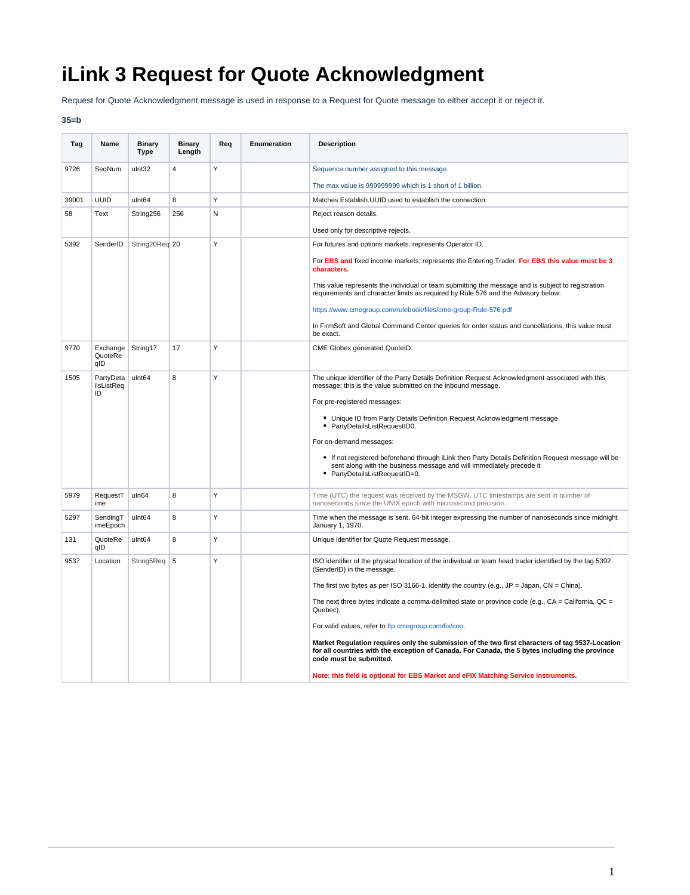# iLink 3 Request for Quote Acknowledgment

Request for Quote Acknowledgment message is used in response to a Request for Quote message to either accept it or reject it.

**35=b**

| Tag | Name | Binary Type | Binary Length | Req | Enumeration | Description |
|---|---|---|---|---|---|---|
| 9726 | SeqNum | uInt32 | 4 | Y | | Sequence number assigned to this message.<br><br>The max value is 999999999 which is 1 short of 1 billion. |
| 39001 | UUID | uInt64 | 8 | Y | | Matches Establish.UUID used to establish the connection. |
| 58 | Text | String256 | 256 | N | | Reject reason details.<br><br>Used only for descriptive rejects. |
| 5392 | SenderID | String20Req | 20 | Y | | For futures and options markets: represents Operator ID.<br><br>For **EBS and** fixed income markets: represents the Entering Trader. **For EBS this value must be 3 characters.**<br><br>This value represents the individual or team submitting the message and is subject to registration requirements and character limits as required by Rule 576 and the Advisory below:<br><br>https://www.cmegroup.com/rulebook/files/cme-group-Rule-576.pdf<br><br>In FirmSoft and Global Command Center queries for order status and cancellations, this value must be exact. |
| 9770 | ExchangeQuoteReqID | String17 | 17 | Y | | CME Globex generated QuoteID. |
| 1505 | PartyDetailsListReqID | uInt64 | 8 | Y | | The unique identifier of the Party Details Definition Request Acknowledgment associated with this message; this is the value submitted on the inbound message.<br><br>For pre-registered messages:<br><br>• Unique ID from Party Details Definition Request Acknowledgment message<br>• PartyDetailsListRequestID0.<br><br>For on-demand messages:<br><br>• If not registered beforehand through iLink then Party Details Definition Request message will be sent along with the business message and will immediately precede it<br>• PartyDetailsListRequestID=0. |
| 5979 | RequestTime | uIn64 | 8 | Y | | Time (UTC) the request was received by the MSGW. UTC timestamps are sent in number of nanoseconds since the UNIX epoch with microsecond precision. |
| 5297 | SendingTimeEpoch | uInt64 | 8 | Y | | Time when the message is sent. 64-bit integer expressing the number of nanoseconds since midnight January 1, 1970. |
| 131 | QuoteReqID | uInt64 | 8 | Y | | Unique identifier for Quote Request message. |
| 9537 | Location | String5Req | 5 | Y | | ISO identifier of the physical location of the individual or team head trader identified by the tag 5392 (SenderID) in the message.<br><br>The first two bytes as per ISO 3166-1, identify the country (e.g., JP = Japan, CN = China).<br><br>The next three bytes indicate a comma-delimited state or province code (e.g., CA = California, QC = Quebec).<br><br>For valid values, refer to ftp.cmegroup.com/fix/coo.<br><br>**Market Regulation requires only the submission of the two first characters of tag 9537-Location for all countries with the exception of Canada. For Canada, the 5 bytes including the province code must be submitted.**<br><br>**Note: this field is optional for EBS Market and eFIX Matching Service instruments.** |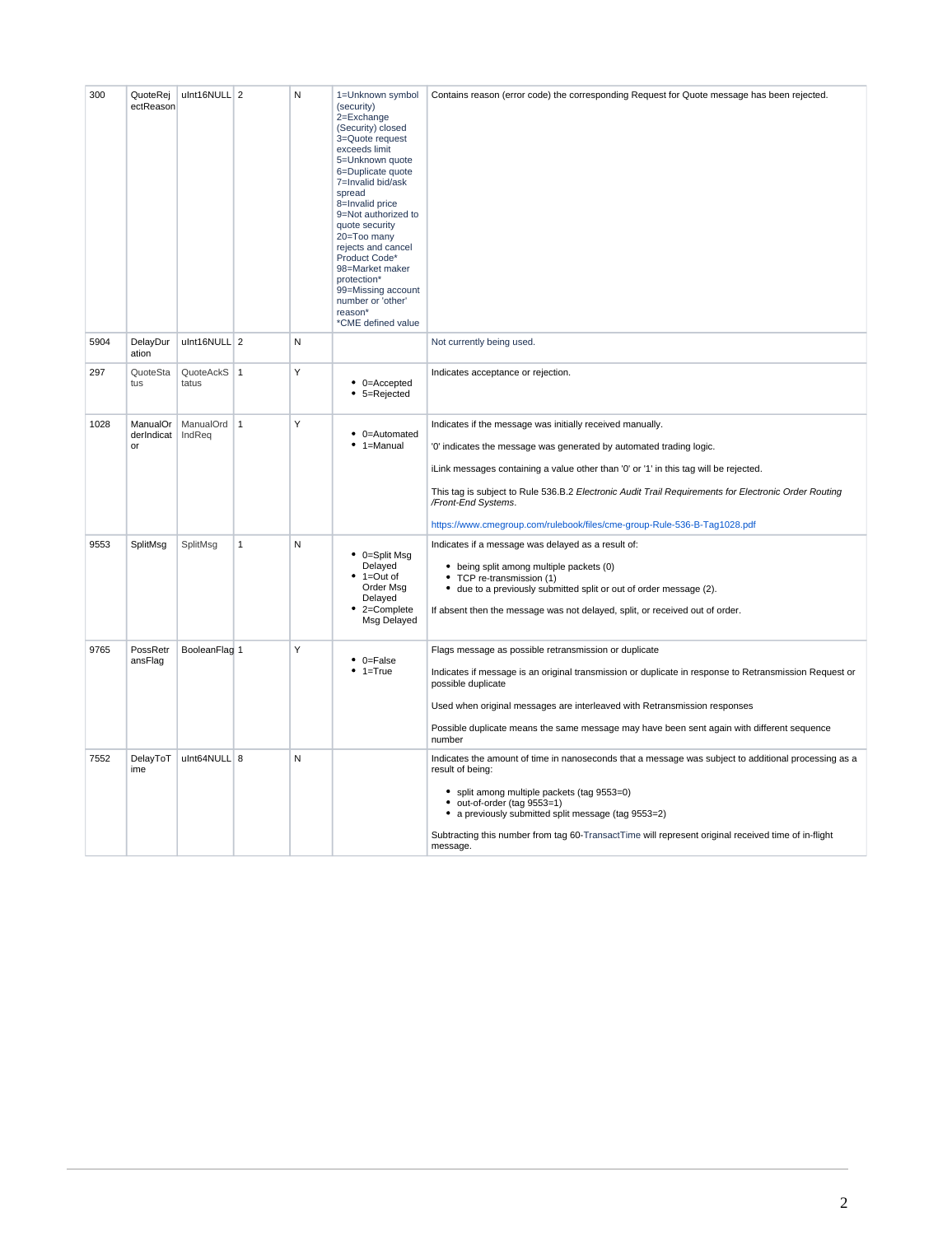| | | | | | | |
|---|---|---|---|---|---|---|
| 300 | QuoteRejectReason | uInt16NULL | 2 | N | 1=Unknown symbol (security)<br>2=Exchange (Security) closed<br>3=Quote request exceeds limit<br>5=Unknown quote<br>6=Duplicate quote<br>7=Invalid bid/ask spread<br>8=Invalid price<br>9=Not authorized to quote security<br>20=Too many rejects and cancel Product Code*<br>98=Market maker protection*<br>99=Missing account number or 'other' reason*<br>*CME defined value | Contains reason (error code) the corresponding Request for Quote message has been rejected. |
| 5904 | DelayDuration | uInt16NULL | 2 | N | | Not currently being used. |
| 297 | QuoteStatus | QuoteAckStatus | 1 | Y | • 0=Accepted<br>• 5=Rejected | Indicates acceptance or rejection. |
| 1028 | ManualOrderIndicator | ManualOrdIndReq | 1 | Y | • 0=Automated<br>• 1=Manual | Indicates if the message was initially received manually.<br><br>'0' indicates the message was generated by automated trading logic.<br><br>iLink messages containing a value other than '0' or '1' in this tag will be rejected.<br><br>This tag is subject to Rule 536.B.2 *Electronic Audit Trail Requirements for Electronic Order Routing /Front-End Systems*.<br><br>https://www.cmegroup.com/rulebook/files/cme-group-Rule-536-B-Tag1028.pdf |
| 9553 | SplitMsg | SplitMsg | 1 | N | • 0=Split Msg Delayed<br>• 1=Out of Order Msg Delayed<br>• 2=Complete Msg Delayed | Indicates if a message was delayed as a result of:<br>• being split among multiple packets (0)<br>• TCP re-transmission (1)<br>• due to a previously submitted split or out of order message (2).<br><br>If absent then the message was not delayed, split, or received out of order. |
| 9765 | PossRetransFlag | BooleanFlag | 1 | Y | • 0=False<br>• 1=True | Flags message as possible retransmission or duplicate<br><br>Indicates if message is an original transmission or duplicate in response to Retransmission Request or possible duplicate<br><br>Used when original messages are interleaved with Retransmission responses<br><br>Possible duplicate means the same message may have been sent again with different sequence number |
| 7552 | DelayToTime | uInt64NULL | 8 | N | | Indicates the amount of time in nanoseconds that a message was subject to additional processing as a result of being:<br>• split among multiple packets (tag 9553=0)<br>• out-of-order (tag 9553=1)<br>• a previously submitted split message (tag 9553=2)<br><br>Subtracting this number from tag 60-TransactTime will represent original received time of in-flight message. |